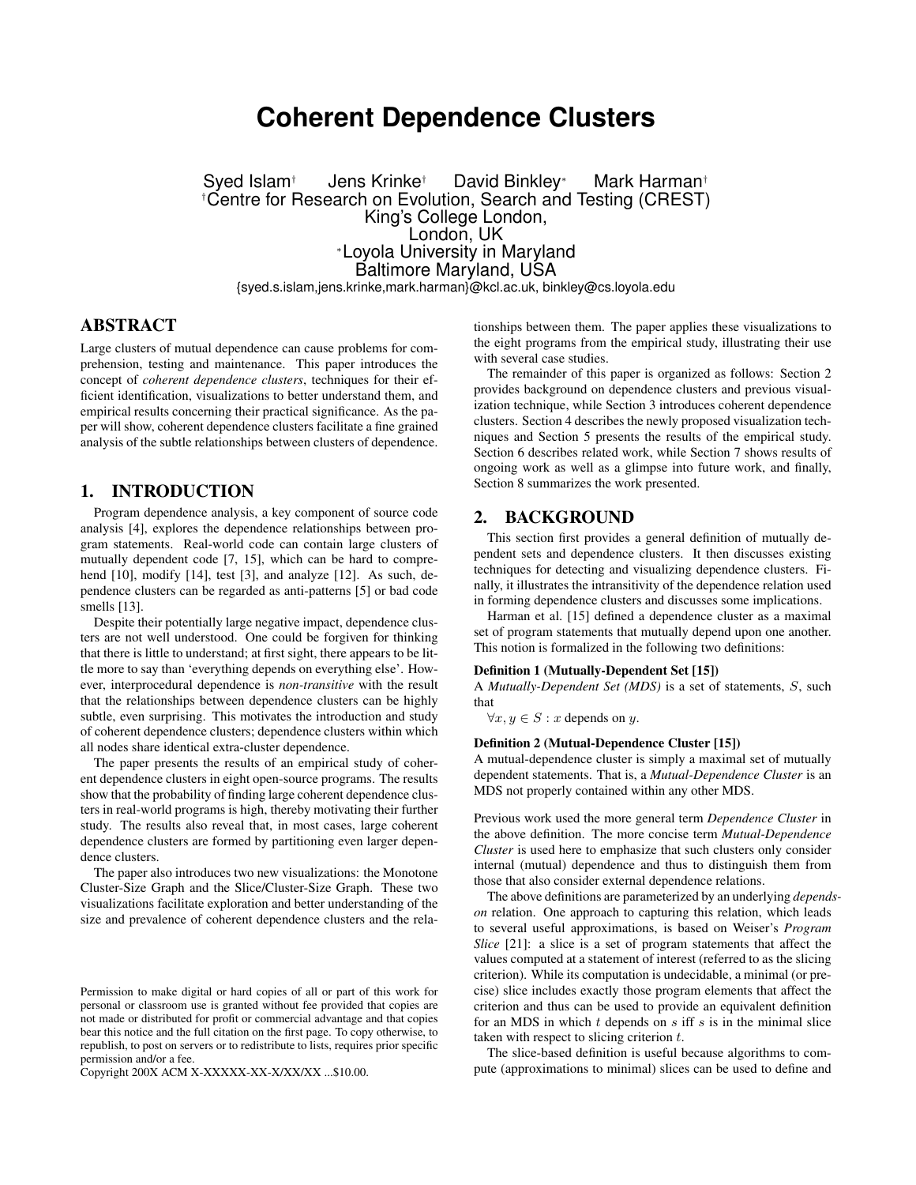# Coherent Dependence Clusters

Syed Islam[†] Jens Krinke[†] David Binkley[*] Mark Harman[†]

[†]Centre for Research on Evolution, Search and Testing (CREST)
King's College London,
London, UK
[*]Loyola University in Maryland
Baltimore Maryland, USA
{syed.s.islam,jens.krinke,mark.harman}@kcl.ac.uk, binkley@cs.loyola.edu

## ABSTRACT

Large clusters of mutual dependence can cause problems for comprehension, testing and maintenance. This paper introduces the concept of *coherent dependence clusters*, techniques for their efficient identification, visualizations to better understand them, and empirical results concerning their practical significance. As the paper will show, coherent dependence clusters facilitate a fine grained analysis of the subtle relationships between clusters of dependence.

## 1. INTRODUCTION

Program dependence analysis, a key component of source code analysis [4], explores the dependence relationships between program statements. Real-world code can contain large clusters of mutually dependent code [7, 15], which can be hard to comprehend [10], modify [14], test [3], and analyze [12]. As such, dependence clusters can be regarded as anti-patterns [5] or bad code smells [13].

Despite their potentially large negative impact, dependence clusters are not well understood. One could be forgiven for thinking that there is little to understand; at first sight, there appears to be little more to say than 'everything depends on everything else'. However, interprocedural dependence is *non-transitive* with the result that the relationships between dependence clusters can be highly subtle, even surprising. This motivates the introduction and study of coherent dependence clusters; dependence clusters within which all nodes share identical extra-cluster dependence.

The paper presents the results of an empirical study of coherent dependence clusters in eight open-source programs. The results show that the probability of finding large coherent dependence clusters in real-world programs is high, thereby motivating their further study. The results also reveal that, in most cases, large coherent dependence clusters are formed by partitioning even larger dependence clusters.

The paper also introduces two new visualizations: the Monotone Cluster-Size Graph and the Slice/Cluster-Size Graph. These two visualizations facilitate exploration and better understanding of the size and prevalence of coherent dependence clusters and the relationships between them. The paper applies these visualizations to the eight programs from the empirical study, illustrating their use with several case studies.

The remainder of this paper is organized as follows: Section 2 provides background on dependence clusters and previous visualization technique, while Section 3 introduces coherent dependence clusters. Section 4 describes the newly proposed visualization techniques and Section 5 presents the results of the empirical study. Section 6 describes related work, while Section 7 shows results of ongoing work as well as a glimpse into future work, and finally, Section 8 summarizes the work presented.

## 2. BACKGROUND

This section first provides a general definition of mutually dependent sets and dependence clusters. It then discusses existing techniques for detecting and visualizing dependence clusters. Finally, it illustrates the intransitivity of the dependence relation used in forming dependence clusters and discusses some implications.

Harman et al. [15] defined a dependence cluster as a maximal set of program statements that mutually depend upon one another. This notion is formalized in the following two definitions:

**Definition 1 (Mutually-Dependent Set [15])**
A *Mutually-Dependent Set (MDS)* is a set of statements, $S$, such that

$\forall x, y \in S : x$ depends on $y$.

**Definition 2 (Mutual-Dependence Cluster [15])**
A mutual-dependence cluster is simply a maximal set of mutually dependent statements. That is, a *Mutual-Dependence Cluster* is an MDS not properly contained within any other MDS.

Previous work used the more general term *Dependence Cluster* in the above definition. The more concise term *Mutual-Dependence Cluster* is used here to emphasize that such clusters only consider internal (mutual) dependence and thus to distinguish them from those that also consider external dependence relations.

The above definitions are parameterized by an underlying *depends-on* relation. One approach to capturing this relation, which leads to several useful approximations, is based on Weiser's *Program Slice* [21]: a slice is a set of program statements that affect the values computed at a statement of interest (referred to as the slicing criterion). While its computation is undecidable, a minimal (or precise) slice includes exactly those program elements that affect the criterion and thus can be used to provide an equivalent definition for an MDS in which $t$ depends on $s$ iff $s$ is in the minimal slice taken with respect to slicing criterion $t$.

The slice-based definition is useful because algorithms to compute (approximations to minimal) slices can be used to define and

Permission to make digital or hard copies of all or part of this work for personal or classroom use is granted without fee provided that copies are not made or distributed for profit or commercial advantage and that copies bear this notice and the full citation on the first page. To copy otherwise, to republish, to post on servers or to redistribute to lists, requires prior specific permission and/or a fee.
Copyright 200X ACM X-XXXXX-XX-X/XX/XX ...$10.00.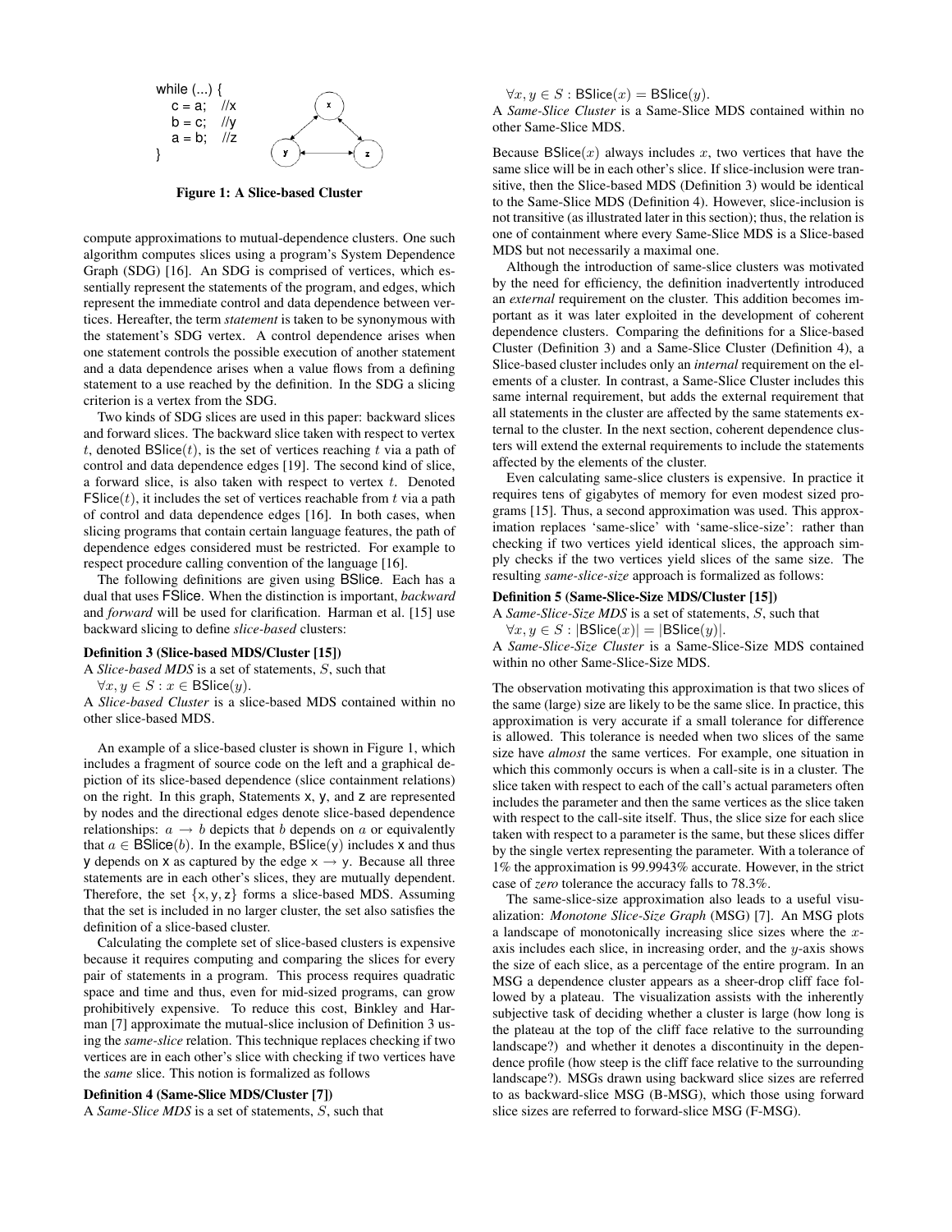```
while (...) {
    c = a;   //x
    b = c;   //y
    a = b;   //z
}
```

**Figure 1: A Slice-based Cluster**

compute approximations to mutual-dependence clusters. One such algorithm computes slices using a program's System Dependence Graph (SDG) [16]. An SDG is comprised of vertices, which essentially represent the statements of the program, and edges, which represent the immediate control and data dependence between vertices. Hereafter, the term *statement* is taken to be synonymous with the statement's SDG vertex. A control dependence arises when one statement controls the possible execution of another statement and a data dependence arises when a value flows from a defining statement to a use reached by the definition. In the SDG a slicing criterion is a vertex from the SDG.

Two kinds of SDG slices are used in this paper: backward slices and forward slices. The backward slice taken with respect to vertex $t$, denoted $\mathsf{BSlice}(t)$, is the set of vertices reaching $t$ via a path of control and data dependence edges [19]. The second kind of slice, a forward slice, is also taken with respect to vertex $t$. Denoted $\mathsf{FSlice}(t)$, it includes the set of vertices reachable from $t$ via a path of control and data dependence edges [16]. In both cases, when slicing programs that contain certain language features, the path of dependence edges considered must be restricted. For example to respect procedure calling convention of the language [16].

The following definitions are given using BSlice. Each has a dual that uses FSlice. When the distinction is important, *backward* and *forward* will be used for clarification. Harman et al. [15] use backward slicing to define *slice-based* clusters:

**Definition 3 (Slice-based MDS/Cluster [15])**

A *Slice-based MDS* is a set of statements, $S$, such that

$\forall x, y \in S : x \in \mathsf{BSlice}(y)$.

A *Slice-based Cluster* is a slice-based MDS contained within no other slice-based MDS.

An example of a slice-based cluster is shown in Figure 1, which includes a fragment of source code on the left and a graphical depiction of its slice-based dependence (slice containment relations) on the right. In this graph, Statements x, y, and z are represented by nodes and the directional edges denote slice-based dependence relationships: $a \rightarrow b$ depicts that $b$ depends on $a$ or equivalently that $a \in \mathsf{BSlice}(b)$. In the example, $\mathsf{BSlice}(\mathsf{y})$ includes x and thus y depends on x as captured by the edge $\mathsf{x} \rightarrow \mathsf{y}$. Because all three statements are in each other's slices, they are mutually dependent. Therefore, the set $\{\mathsf{x}, \mathsf{y}, \mathsf{z}\}$ forms a slice-based MDS. Assuming that the set is included in no larger cluster, the set also satisfies the definition of a slice-based cluster.

Calculating the complete set of slice-based clusters is expensive because it requires computing and comparing the slices for every pair of statements in a program. This process requires quadratic space and time and thus, even for mid-sized programs, can grow prohibitively expensive. To reduce this cost, Binkley and Harman [7] approximate the mutual-slice inclusion of Definition 3 using the *same-slice* relation. This technique replaces checking if two vertices are in each other's slice with checking if two vertices have the *same* slice. This notion is formalized as follows

**Definition 4 (Same-Slice MDS/Cluster [7])**

A *Same-Slice MDS* is a set of statements, $S$, such that

$\forall x, y \in S : \mathsf{BSlice}(x) = \mathsf{BSlice}(y)$.

A *Same-Slice Cluster* is a Same-Slice MDS contained within no other Same-Slice MDS.

Because $\mathsf{BSlice}(x)$ always includes $x$, two vertices that have the same slice will be in each other's slice. If slice-inclusion were transitive, then the Slice-based MDS (Definition 3) would be identical to the Same-Slice MDS (Definition 4). However, slice-inclusion is not transitive (as illustrated later in this section); thus, the relation is one of containment where every Same-Slice MDS is a Slice-based MDS but not necessarily a maximal one.

Although the introduction of same-slice clusters was motivated by the need for efficiency, the definition inadvertently introduced an *external* requirement on the cluster. This addition becomes important as it was later exploited in the development of coherent dependence clusters. Comparing the definitions for a Slice-based Cluster (Definition 3) and a Same-Slice Cluster (Definition 4), a Slice-based cluster includes only an *internal* requirement on the elements of a cluster. In contrast, a Same-Slice Cluster includes this same internal requirement, but adds the external requirement that all statements in the cluster are affected by the same statements external to the cluster. In the next section, coherent dependence clusters will extend the external requirements to include the statements affected by the elements of the cluster.

Even calculating same-slice clusters is expensive. In practice it requires tens of gigabytes of memory for even modest sized programs [15]. Thus, a second approximation was used. This approximation replaces 'same-slice' with 'same-slice-size': rather than checking if two vertices yield identical slices, the approach simply checks if the two vertices yield slices of the same size. The resulting *same-slice-size* approach is formalized as follows:

**Definition 5 (Same-Slice-Size MDS/Cluster [15])**

A *Same-Slice-Size MDS* is a set of statements, $S$, such that

$\forall x, y \in S : |\mathsf{BSlice}(x)| = |\mathsf{BSlice}(y)|$.

A *Same-Slice-Size Cluster* is a Same-Slice-Size MDS contained within no other Same-Slice-Size MDS.

The observation motivating this approximation is that two slices of the same (large) size are likely to be the same slice. In practice, this approximation is very accurate if a small tolerance for difference is allowed. This tolerance is needed when two slices of the same size have *almost* the same vertices. For example, one situation in which this commonly occurs is when a call-site is in a cluster. The slice taken with respect to each of the call's actual parameters often includes the parameter and then the same vertices as the slice taken with respect to the call-site itself. Thus, the slice size for each slice taken with respect to a parameter is the same, but these slices differ by the single vertex representing the parameter. With a tolerance of 1% the approximation is 99.9943% accurate. However, in the strict case of *zero* tolerance the accuracy falls to 78.3%.

The same-slice-size approximation also leads to a useful visualization: *Monotone Slice-Size Graph* (MSG) [7]. An MSG plots a landscape of monotonically increasing slice sizes where the $x$-axis includes each slice, in increasing order, and the $y$-axis shows the size of each slice, as a percentage of the entire program. In an MSG a dependence cluster appears as a sheer-drop cliff face followed by a plateau. The visualization assists with the inherently subjective task of deciding whether a cluster is large (how long is the plateau at the top of the cliff face relative to the surrounding landscape?) and whether it denotes a discontinuity in the dependence profile (how steep is the cliff face relative to the surrounding landscape?). MSGs drawn using backward slice sizes are referred to as backward-slice MSG (B-MSG), which those using forward slice sizes are referred to forward-slice MSG (F-MSG).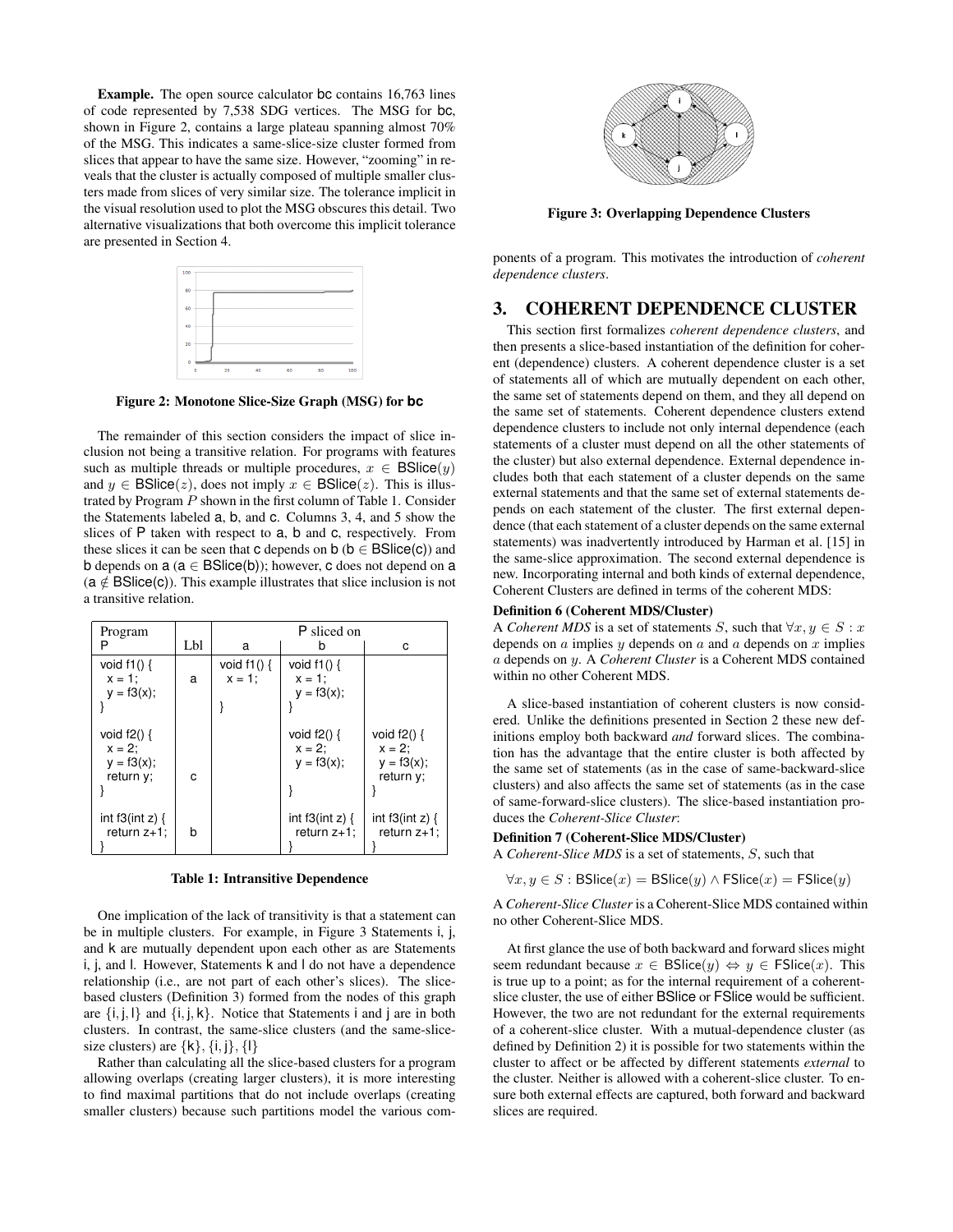**Example.** The open source calculator bc contains 16,763 lines of code represented by 7,538 SDG vertices. The MSG for bc, shown in Figure 2, contains a large plateau spanning almost 70% of the MSG. This indicates a same-slice-size cluster formed from slices that appear to have the same size. However, "zooming" in reveals that the cluster is actually composed of multiple smaller clusters made from slices of very similar size. The tolerance implicit in the visual resolution used to plot the MSG obscures this detail. Two alternative visualizations that both overcome this implicit tolerance are presented in Section 4.

**Figure 2: Monotone Slice-Size Graph (MSG) for bc**

The remainder of this section considers the impact of slice inclusion not being a transitive relation. For programs with features such as multiple threads or multiple procedures, $x \in \mathsf{BSlice}(y)$ and $y \in \mathsf{BSlice}(z)$, does not imply $x \in \mathsf{BSlice}(z)$. This is illustrated by Program $P$ shown in the first column of Table 1. Consider the Statements labeled a, b, and c. Columns 3, 4, and 5 show the slices of P taken with respect to a, b and c, respectively. From these slices it can be seen that c depends on b ($\mathsf{b} \in \mathsf{BSlice}(\mathsf{c})$) and b depends on a ($\mathsf{a} \in \mathsf{BSlice}(\mathsf{b})$); however, c does not depend on a ($\mathsf{a} \notin \mathsf{BSlice}(\mathsf{c})$). This example illustrates that slice inclusion is not a transitive relation.

| Program P | Lbl | P sliced on a | P sliced on b | P sliced on c |
|---|---|---|---|---|
| void f1() {<br>x = 1;<br>y = f3(x);<br>} | a | void f1() {<br>x = 1;<br><br>} | void f1() {<br>x = 1;<br>y = f3(x);<br>} | |
| void f2() {<br>x = 2;<br>y = f3(x);<br>return y;<br>} | c | | void f2() {<br>x = 2;<br>y = f3(x);<br><br>} | void f2() {<br>x = 2;<br>y = f3(x);<br>return y;<br>} |
| int f3(int z) {<br>return z+1;<br>} | b | | int f3(int z) {<br>return z+1;<br>} | int f3(int z) {<br>return z+1;<br>} |

**Table 1: Intransitive Dependence**

One implication of the lack of transitivity is that a statement can be in multiple clusters. For example, in Figure 3 Statements i, j, and k are mutually dependent upon each other as are Statements i, j, and l. However, Statements k and l do not have a dependence relationship (i.e., are not part of each other's slices). The slice-based clusters (Definition 3) formed from the nodes of this graph are {i, j, l} and {i, j, k}. Notice that Statements i and j are in both clusters. In contrast, the same-slice clusters (and the same-slice-size clusters) are {k}, {i, j}, {l}

Rather than calculating all the slice-based clusters for a program allowing overlaps (creating larger clusters), it is more interesting to find maximal partitions that do not include overlaps (creating smaller clusters) because such partitions model the various components of a program. This motivates the introduction of *coherent dependence clusters*.

**Figure 3: Overlapping Dependence Clusters**

## 3. COHERENT DEPENDENCE CLUSTER

This section first formalizes *coherent dependence clusters*, and then presents a slice-based instantiation of the definition for coherent (dependence) clusters. A coherent dependence cluster is a set of statements all of which are mutually dependent on each other, the same set of statements depend on them, and they all depend on the same set of statements. Coherent dependence clusters extend dependence clusters to include not only internal dependence (each statements of a cluster must depend on all the other statements of the cluster) but also external dependence. External dependence includes both that each statement of a cluster depends on the same external statements and that the same set of external statements depends on each statement of the cluster. The first external dependence (that each statement of a cluster depends on the same external statements) was inadvertently introduced by Harman et al. [15] in the same-slice approximation. The second external dependence is new. Incorporating internal and both kinds of external dependence, Coherent Clusters are defined in terms of the coherent MDS:

**Definition 6 (Coherent MDS/Cluster)**
A *Coherent MDS* is a set of statements $S$, such that $\forall x, y \in S : x$ depends on $a$ implies $y$ depends on $a$ and $a$ depends on $x$ implies $a$ depends on $y$. A *Coherent Cluster* is a Coherent MDS contained within no other Coherent MDS.

A slice-based instantiation of coherent clusters is now considered. Unlike the definitions presented in Section 2 these new definitions employ both backward *and* forward slices. The combination has the advantage that the entire cluster is both affected by the same set of statements (as in the case of same-backward-slice clusters) and also affects the same set of statements (as in the case of same-forward-slice clusters). The slice-based instantiation produces the *Coherent-Slice Cluster*:

**Definition 7 (Coherent-Slice MDS/Cluster)**
A *Coherent-Slice MDS* is a set of statements, $S$, such that

$$\forall x, y \in S : \mathsf{BSlice}(x) = \mathsf{BSlice}(y) \land \mathsf{FSlice}(x) = \mathsf{FSlice}(y)$$

A *Coherent-Slice Cluster* is a Coherent-Slice MDS contained within no other Coherent-Slice MDS.

At first glance the use of both backward and forward slices might seem redundant because $x \in \mathsf{BSlice}(y) \Leftrightarrow y \in \mathsf{FSlice}(x)$. This is true up to a point; as for the internal requirement of a coherent-slice cluster, the use of either BSlice or FSlice would be sufficient. However, the two are not redundant for the external requirements of a coherent-slice cluster. With a mutual-dependence cluster (as defined by Definition 2) it is possible for two statements within the cluster to affect or be affected by different statements *external* to the cluster. Neither is allowed with a coherent-slice cluster. To ensure both external effects are captured, both forward and backward slices are required.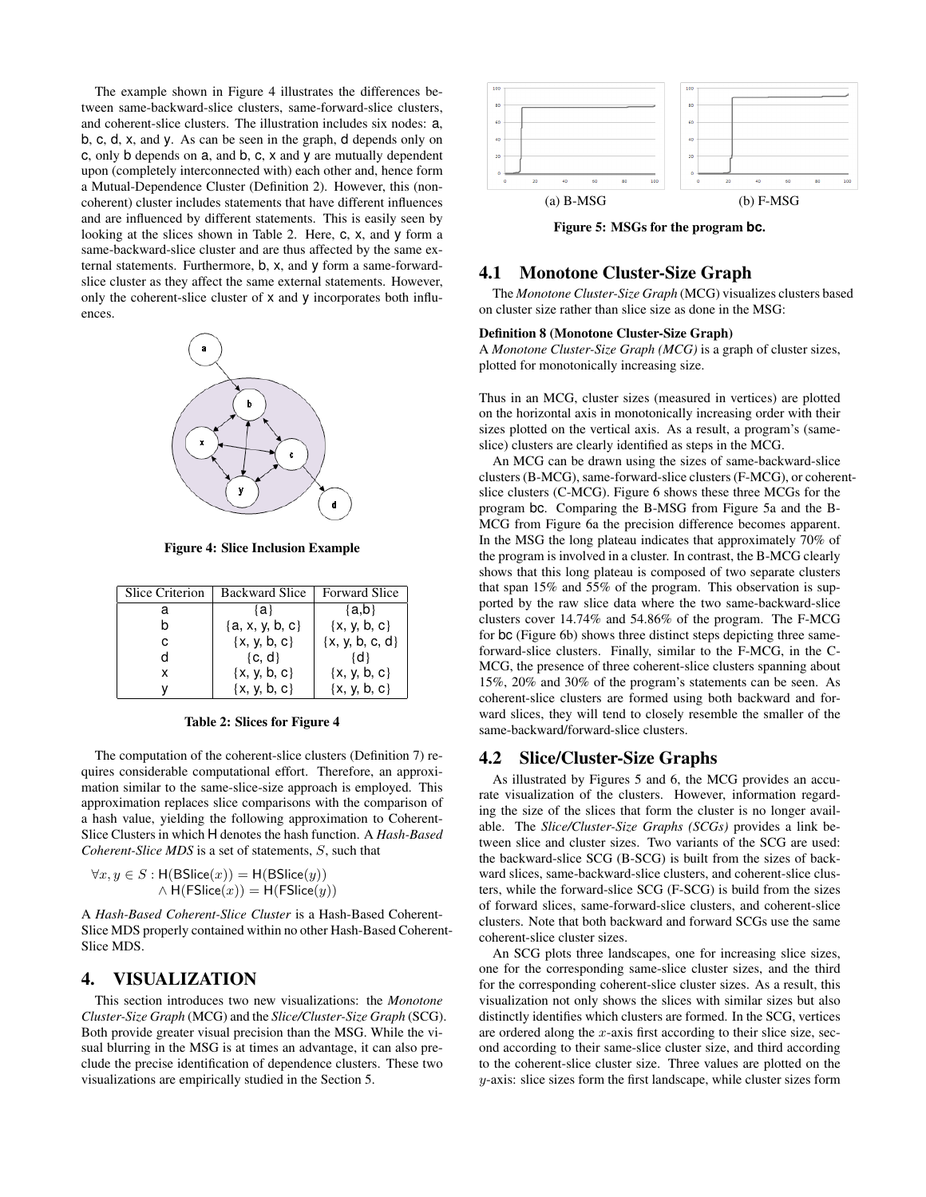The example shown in Figure 4 illustrates the differences between same-backward-slice clusters, same-forward-slice clusters, and coherent-slice clusters. The illustration includes six nodes: a, b, c, d, x, and y. As can be seen in the graph, d depends only on c, only b depends on a, and b, c, x and y are mutually dependent upon (completely interconnected with) each other and, hence form a Mutual-Dependence Cluster (Definition 2). However, this (non-coherent) cluster includes statements that have different influences and are influenced by different statements. This is easily seen by looking at the slices shown in Table 2. Here, c, x, and y form a same-backward-slice cluster and are thus affected by the same external statements. Furthermore, b, x, and y form a same-forward-slice cluster as they affect the same external statements. However, only the coherent-slice cluster of x and y incorporates both influences.

**Figure 4: Slice Inclusion Example**

| Slice Criterion | Backward Slice | Forward Slice |
|---|---|---|
| a | {a} | {a,b} |
| b | {a, x, y, b, c} | {x, y, b, c} |
| c | {x, y, b, c} | {x, y, b, c, d} |
| d | {c, d} | {d} |
| x | {x, y, b, c} | {x, y, b, c} |
| y | {x, y, b, c} | {x, y, b, c} |

**Table 2: Slices for Figure 4**

The computation of the coherent-slice clusters (Definition 7) requires considerable computational effort. Therefore, an approximation similar to the same-slice-size approach is employed. This approximation replaces slice comparisons with the comparison of a hash value, yielding the following approximation to Coherent-Slice Clusters in which H denotes the hash function. A *Hash-Based Coherent-Slice MDS* is a set of statements, $S$, such that

$$\forall x, y \in S : \mathsf{H}(\mathsf{BSlice}(x)) = \mathsf{H}(\mathsf{BSlice}(y)) \\ \wedge\ \mathsf{H}(\mathsf{FSlice}(x)) = \mathsf{H}(\mathsf{FSlice}(y))$$

A *Hash-Based Coherent-Slice Cluster* is a Hash-Based Coherent-Slice MDS properly contained within no other Hash-Based Coherent-Slice MDS.

## 4. VISUALIZATION

This section introduces two new visualizations: the *Monotone Cluster-Size Graph* (MCG) and the *Slice/Cluster-Size Graph* (SCG). Both provide greater visual precision than the MSG. While the visual blurring in the MSG is at times an advantage, it can also preclude the precise identification of dependence clusters. These two visualizations are empirically studied in the Section 5.

(a) B-MSG (b) F-MSG

**Figure 5: MSGs for the program bc.**

### 4.1 Monotone Cluster-Size Graph

The *Monotone Cluster-Size Graph* (MCG) visualizes clusters based on cluster size rather than slice size as done in the MSG:

**Definition 8 (Monotone Cluster-Size Graph)**
A *Monotone Cluster-Size Graph (MCG)* is a graph of cluster sizes, plotted for monotonically increasing size.

Thus in an MCG, cluster sizes (measured in vertices) are plotted on the horizontal axis in monotonically increasing order with their sizes plotted on the vertical axis. As a result, a program's (same-slice) clusters are clearly identified as steps in the MCG.

An MCG can be drawn using the sizes of same-backward-slice clusters (B-MCG), same-forward-slice clusters (F-MCG), or coherent-slice clusters (C-MCG). Figure 6 shows these three MCGs for the program bc. Comparing the B-MSG from Figure 5a and the B-MCG from Figure 6a the precision difference becomes apparent. In the MSG the long plateau indicates that approximately 70% of the program is involved in a cluster. In contrast, the B-MCG clearly shows that this long plateau is composed of two separate clusters that span 15% and 55% of the program. This observation is supported by the raw slice data where the two same-backward-slice clusters cover 14.74% and 54.86% of the program. The F-MCG for bc (Figure 6b) shows three distinct steps depicting three same-forward-slice clusters. Finally, similar to the F-MCG, in the C-MCG, the presence of three coherent-slice clusters spanning about 15%, 20% and 30% of the program's statements can be seen. As coherent-slice clusters are formed using both backward and forward slices, they will tend to closely resemble the smaller of the same-backward/forward-slice clusters.

### 4.2 Slice/Cluster-Size Graphs

As illustrated by Figures 5 and 6, the MCG provides an accurate visualization of the clusters. However, information regarding the size of the slices that form the cluster is no longer available. The *Slice/Cluster-Size Graphs (SCGs)* provides a link between slice and cluster sizes. Two variants of the SCG are used: the backward-slice SCG (B-SCG) is built from the sizes of backward slices, same-backward-slice clusters, and coherent-slice clusters, while the forward-slice SCG (F-SCG) is build from the sizes of forward slices, same-forward-slice clusters, and coherent-slice clusters. Note that both backward and forward SCGs use the same coherent-slice cluster sizes.

An SCG plots three landscapes, one for increasing slice sizes, one for the corresponding same-slice cluster sizes, and the third for the corresponding coherent-slice cluster sizes. As a result, this visualization not only shows the slices with similar sizes but also distinctly identifies which clusters are formed. In the SCG, vertices are ordered along the $x$-axis first according to their slice size, second according to their same-slice cluster size, and third according to the coherent-slice cluster size. Three values are plotted on the $y$-axis: slice sizes form the first landscape, while cluster sizes form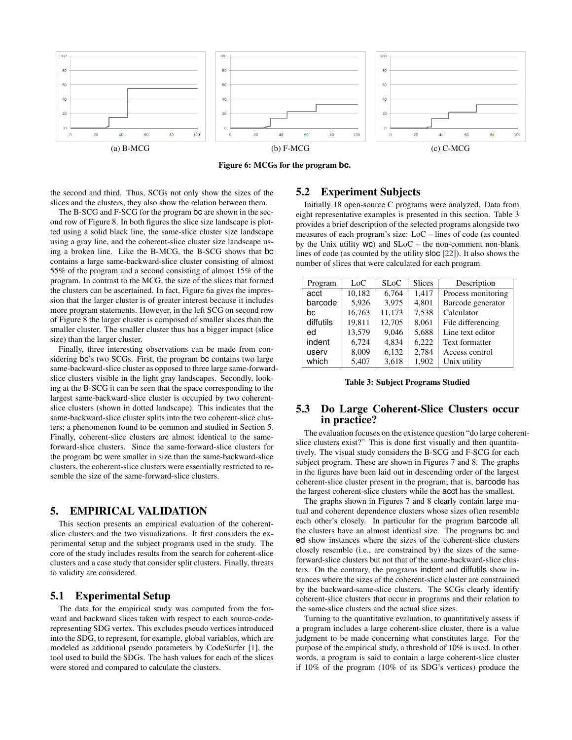(a) B-MCG

(b) F-MCG

(c) C-MCG

**Figure 6: MCGs for the program bc.**

the second and third. Thus, SCGs not only show the sizes of the slices and the clusters, they also show the relation between them.

The B-SCG and F-SCG for the program bc are shown in the second row of Figure 8. In both figures the slice size landscape is plotted using a solid black line, the same-slice cluster size landscape using a gray line, and the coherent-slice cluster size landscape using a broken line. Like the B-MCG, the B-SCG shows that bc contains a large same-backward-slice cluster consisting of almost 55% of the program and a second consisting of almost 15% of the program. In contrast to the MCG, the size of the slices that formed the clusters can be ascertained. In fact, Figure 6a gives the impression that the larger cluster is of greater interest because it includes more program statements. However, in the left SCG on second row of Figure 8 the larger cluster is composed of smaller slices than the smaller cluster. The smaller cluster thus has a bigger impact (slice size) than the larger cluster.

Finally, three interesting observations can be made from considering bc's two SCGs. First, the program bc contains two large same-backward-slice cluster as opposed to three large same-forward-slice clusters visible in the light gray landscapes. Secondly, looking at the B-SCG it can be seen that the space corresponding to the largest same-backward-slice cluster is occupied by two coherent-slice clusters (shown in dotted landscape). This indicates that the same-backward-slice cluster splits into the two coherent-slice clusters; a phenomenon found to be common and studied in Section 5. Finally, coherent-slice clusters are almost identical to the same-forward-slice clusters. Since the same-forward-slice clusters for the program bc were smaller in size than the same-backward-slice clusters, the coherent-slice clusters were essentially restricted to resemble the size of the same-forward-slice clusters.

# 5. EMPIRICAL VALIDATION

This section presents an empirical evaluation of the coherent-slice clusters and the two visualizations. It first considers the experimental setup and the subject programs used in the study. The core of the study includes results from the search for coherent-slice clusters and a case study that consider split clusters. Finally, threats to validity are considered.

## 5.1 Experimental Setup

The data for the empirical study was computed from the forward and backward slices taken with respect to each source-code-representing SDG vertex. This excludes pseudo vertices introduced into the SDG, to represent, for example, global variables, which are modeled as additional pseudo parameters by CodeSurfer [1], the tool used to build the SDGs. The hash values for each of the slices were stored and compared to calculate the clusters.

## 5.2 Experiment Subjects

Initially 18 open-source C programs were analyzed. Data from eight representative examples is presented in this section. Table 3 provides a brief description of the selected programs alongside two measures of each program's size: LoC – lines of code (as counted by the Unix utility wc) and SLoC – the non-comment non-blank lines of code (as counted by the utility sloc [22]). It also shows the number of slices that were calculated for each program.

| Program | LoC | SLoC | Slices | Description |
|---|---|---|---|---|
| acct | 10,182 | 6,764 | 1,417 | Process monitoring |
| barcode | 5,926 | 3,975 | 4,801 | Barcode generator |
| bc | 16,763 | 11,173 | 7,538 | Calculator |
| diffutils | 19,811 | 12,705 | 8,061 | File differencing |
| ed | 13,579 | 9,046 | 5,688 | Line text editor |
| indent | 6,724 | 4,834 | 6,222 | Text formatter |
| userv | 8,009 | 6,132 | 2,784 | Access control |
| which | 5,407 | 3,618 | 1,902 | Unix utility |

**Table 3: Subject Programs Studied**

## 5.3 Do Large Coherent-Slice Clusters occur in practice?

The evaluation focuses on the existence question "do large coherent-slice clusters exist?" This is done first visually and then quantitatively. The visual study considers the B-SCG and F-SCG for each subject program. These are shown in Figures 7 and 8. The graphs in the figures have been laid out in descending order of the largest coherent-slice cluster present in the program; that is, barcode has the largest coherent-slice clusters while the acct has the smallest.

The graphs shown in Figures 7 and 8 clearly contain large mutual and coherent dependence clusters whose sizes often resemble each other's closely. In particular for the program barcode all the clusters have an almost identical size. The programs bc and ed show instances where the sizes of the coherent-slice clusters closely resemble (i.e., are constrained by) the sizes of the same-forward-slice clusters but not that of the same-backward-slice clusters. On the contrary, the programs indent and diffutils show instances where the sizes of the coherent-slice cluster are constrained by the backward-same-slice clusters. The SCGs clearly identify coherent-slice clusters that occur in programs and their relation to the same-slice clusters and the actual slice sizes.

Turning to the quantitative evaluation, to quantitatively assess if a program includes a large coherent-slice cluster, there is a value judgment to be made concerning what constitutes large. For the purpose of the empirical study, a threshold of 10% is used. In other words, a program is said to contain a large coherent-slice cluster if 10% of the program (10% of its SDG's vertices) produce the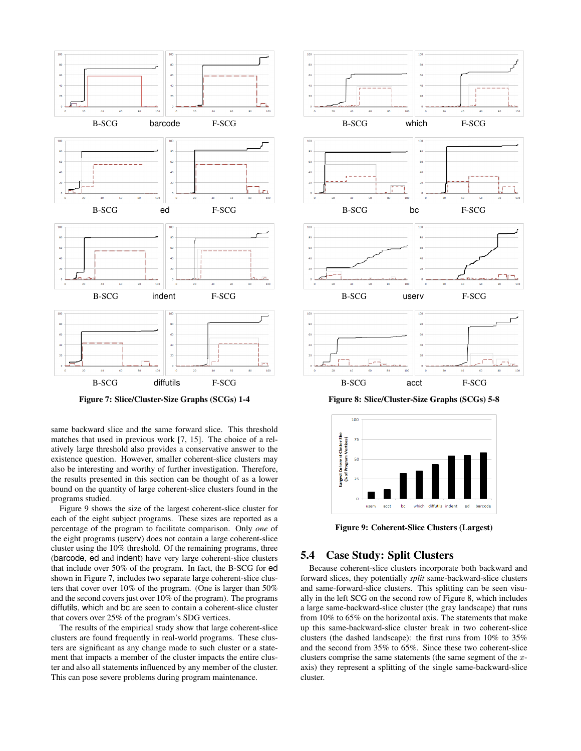Figure 7: Slice/Cluster-Size Graphs (SCGs) 1-4

Figure 8: Slice/Cluster-Size Graphs (SCGs) 5-8

same backward slice and the same forward slice. This threshold matches that used in previous work [7, 15]. The choice of a relatively large threshold also provides a conservative answer to the existence question. However, smaller coherent-slice clusters may also be interesting and worthy of further investigation. Therefore, the results presented in this section can be thought of as a lower bound on the quantity of large coherent-slice clusters found in the programs studied.

Figure 9 shows the size of the largest coherent-slice cluster for each of the eight subject programs. These sizes are reported as a percentage of the program to facilitate comparison. Only *one* of the eight programs (userv) does not contain a large coherent-slice cluster using the 10% threshold. Of the remaining programs, three (barcode, ed and indent) have very large coherent-slice clusters that include over 50% of the program. In fact, the B-SCG for ed shown in Figure 7, includes two separate large coherent-slice clusters that cover over 10% of the program. (One is larger than 50% and the second covers just over 10% of the program). The programs diffutils, which and bc are seen to contain a coherent-slice cluster that covers over 25% of the program's SDG vertices.

The results of the empirical study show that large coherent-slice clusters are found frequently in real-world programs. These clusters are significant as any change made to such cluster or a statement that impacts a member of the cluster impacts the entire cluster and also all statements influenced by any member of the cluster. This can pose severe problems during program maintenance.

Figure 9: Coherent-Slice Clusters (Largest)

## 5.4 Case Study: Split Clusters

Because coherent-slice clusters incorporate both backward and forward slices, they potentially *split* same-backward-slice clusters and same-forward-slice clusters. This splitting can be seen visually in the left SCG on the second row of Figure 8, which includes a large same-backward-slice cluster (the gray landscape) that runs from 10% to 65% on the horizontal axis. The statements that make up this same-backward-slice cluster break in two coherent-slice clusters (the dashed landscape): the first runs from 10% to 35% and the second from 35% to 65%. Since these two coherent-slice clusters comprise the same statements (the same segment of the $x$-axis) they represent a splitting of the single same-backward-slice cluster.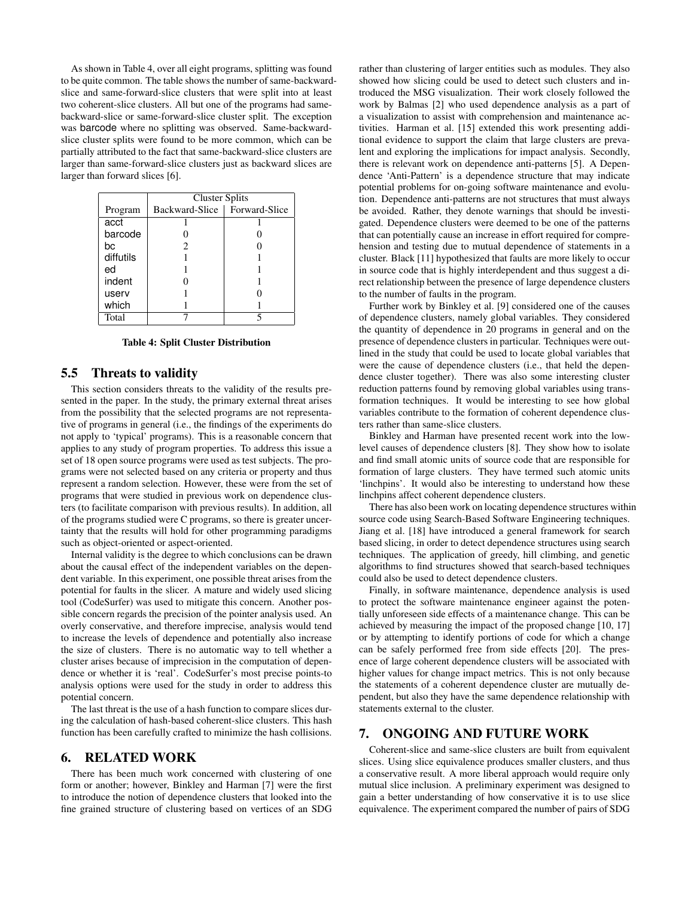As shown in Table 4, over all eight programs, splitting was found to be quite common. The table shows the number of same-backward-slice and same-forward-slice clusters that were split into at least two coherent-slice clusters. All but one of the programs had same-backward-slice or same-forward-slice cluster split. The exception was barcode where no splitting was observed. Same-backward-slice cluster splits were found to be more common, which can be partially attributed to the fact that same-backward-slice clusters are larger than same-forward-slice clusters just as backward slices are larger than forward slices [6].

| | Cluster Splits | |
|---|---|---|
| Program | Backward-Slice | Forward-Slice |
| acct | 1 | 1 |
| barcode | 0 | 0 |
| bc | 2 | 0 |
| diffutils | 1 | 1 |
| ed | 1 | 1 |
| indent | 0 | 1 |
| userv | 1 | 0 |
| which | 1 | 1 |
| Total | 7 | 5 |

**Table 4: Split Cluster Distribution**

## 5.5 Threats to validity

This section considers threats to the validity of the results presented in the paper. In the study, the primary external threat arises from the possibility that the selected programs are not representative of programs in general (i.e., the findings of the experiments do not apply to 'typical' programs). This is a reasonable concern that applies to any study of program properties. To address this issue a set of 18 open source programs were used as test subjects. The programs were not selected based on any criteria or property and thus represent a random selection. However, these were from the set of programs that were studied in previous work on dependence clusters (to facilitate comparison with previous results). In addition, all of the programs studied were C programs, so there is greater uncertainty that the results will hold for other programming paradigms such as object-oriented or aspect-oriented.

Internal validity is the degree to which conclusions can be drawn about the causal effect of the independent variables on the dependent variable. In this experiment, one possible threat arises from the potential for faults in the slicer. A mature and widely used slicing tool (CodeSurfer) was used to mitigate this concern. Another possible concern regards the precision of the pointer analysis used. An overly conservative, and therefore imprecise, analysis would tend to increase the levels of dependence and potentially also increase the size of clusters. There is no automatic way to tell whether a cluster arises because of imprecision in the computation of dependence or whether it is 'real'. CodeSurfer's most precise points-to analysis options were used for the study in order to address this potential concern.

The last threat is the use of a hash function to compare slices during the calculation of hash-based coherent-slice clusters. This hash function has been carefully crafted to minimize the hash collisions.

# 6. RELATED WORK

There has been much work concerned with clustering of one form or another; however, Binkley and Harman [7] were the first to introduce the notion of dependence clusters that looked into the fine grained structure of clustering based on vertices of an SDG rather than clustering of larger entities such as modules. They also showed how slicing could be used to detect such clusters and introduced the MSG visualization. Their work closely followed the work by Balmas [2] who used dependence analysis as a part of a visualization to assist with comprehension and maintenance activities. Harman et al. [15] extended this work presenting additional evidence to support the claim that large clusters are prevalent and exploring the implications for impact analysis. Secondly, there is relevant work on dependence anti-patterns [5]. A Dependence 'Anti-Pattern' is a dependence structure that may indicate potential problems for on-going software maintenance and evolution. Dependence anti-patterns are not structures that must always be avoided. Rather, they denote warnings that should be investigated. Dependence clusters were deemed to be one of the patterns that can potentially cause an increase in effort required for comprehension and testing due to mutual dependence of statements in a cluster. Black [11] hypothesized that faults are more likely to occur in source code that is highly interdependent and thus suggest a direct relationship between the presence of large dependence clusters to the number of faults in the program.

Further work by Binkley et al. [9] considered one of the causes of dependence clusters, namely global variables. They considered the quantity of dependence in 20 programs in general and on the presence of dependence clusters in particular. Techniques were outlined in the study that could be used to locate global variables that were the cause of dependence clusters (i.e., that held the dependence cluster together). There was also some interesting cluster reduction patterns found by removing global variables using transformation techniques. It would be interesting to see how global variables contribute to the formation of coherent dependence clusters rather than same-slice clusters.

Binkley and Harman have presented recent work into the low-level causes of dependence clusters [8]. They show how to isolate and find small atomic units of source code that are responsible for formation of large clusters. They have termed such atomic units 'linchpins'. It would also be interesting to understand how these linchpins affect coherent dependence clusters.

There has also been work on locating dependence structures within source code using Search-Based Software Engineering techniques. Jiang et al. [18] have introduced a general framework for search based slicing, in order to detect dependence structures using search techniques. The application of greedy, hill climbing, and genetic algorithms to find structures showed that search-based techniques could also be used to detect dependence clusters.

Finally, in software maintenance, dependence analysis is used to protect the software maintenance engineer against the potentially unforeseen side effects of a maintenance change. This can be achieved by measuring the impact of the proposed change [10, 17] or by attempting to identify portions of code for which a change can be safely performed free from side effects [20]. The presence of large coherent dependence clusters will be associated with higher values for change impact metrics. This is not only because the statements of a coherent dependence cluster are mutually dependent, but also they have the same dependence relationship with statements external to the cluster.

# 7. ONGOING AND FUTURE WORK

Coherent-slice and same-slice clusters are built from equivalent slices. Using slice equivalence produces smaller clusters, and thus a conservative result. A more liberal approach would require only mutual slice inclusion. A preliminary experiment was designed to gain a better understanding of how conservative it is to use slice equivalence. The experiment compared the number of pairs of SDG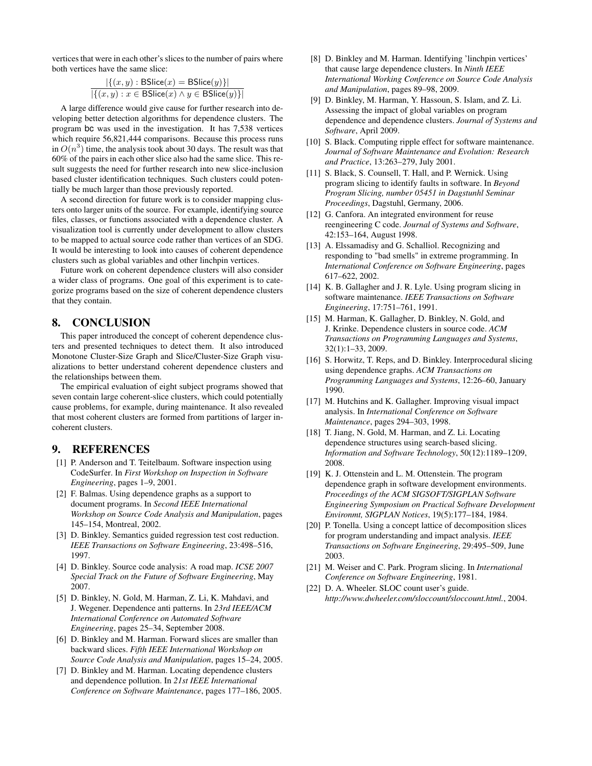vertices that were in each other's slices to the number of pairs where both vertices have the same slice:

$$\frac{|\{(x,y) : \mathsf{BSlice}(x) = \mathsf{BSlice}(y)\}|}{|\{(x,y) : x \in \mathsf{BSlice}(x) \wedge y \in \mathsf{BSlice}(y)\}|}$$

A large difference would give cause for further research into developing better detection algorithms for dependence clusters. The program bc was used in the investigation. It has 7,538 vertices which require 56,821,444 comparisons. Because this process runs in $O(n^3)$ time, the analysis took about 30 days. The result was that 60% of the pairs in each other slice also had the same slice. This result suggests the need for further research into new slice-inclusion based cluster identification techniques. Such clusters could potentially be much larger than those previously reported.

A second direction for future work is to consider mapping clusters onto larger units of the source. For example, identifying source files, classes, or functions associated with a dependence cluster. A visualization tool is currently under development to allow clusters to be mapped to actual source code rather than vertices of an SDG. It would be interesting to look into causes of coherent dependence clusters such as global variables and other linchpin vertices.

Future work on coherent dependence clusters will also consider a wider class of programs. One goal of this experiment is to categorize programs based on the size of coherent dependence clusters that they contain.

## 8. CONCLUSION

This paper introduced the concept of coherent dependence clusters and presented techniques to detect them. It also introduced Monotone Cluster-Size Graph and Slice/Cluster-Size Graph visualizations to better understand coherent dependence clusters and the relationships between them.

The empirical evaluation of eight subject programs showed that seven contain large coherent-slice clusters, which could potentially cause problems, for example, during maintenance. It also revealed that most coherent clusters are formed from partitions of larger incoherent clusters.

## 9. REFERENCES

[1] P. Anderson and T. Teitelbaum. Software inspection using CodeSurfer. In *First Workshop on Inspection in Software Engineering*, pages 1–9, 2001.

[2] F. Balmas. Using dependence graphs as a support to document programs. In *Second IEEE International Workshop on Source Code Analysis and Manipulation*, pages 145–154, Montreal, 2002.

[3] D. Binkley. Semantics guided regression test cost reduction. *IEEE Transactions on Software Engineering*, 23:498–516, 1997.

[4] D. Binkley. Source code analysis: A road map. *ICSE 2007 Special Track on the Future of Software Engineering*, May 2007.

[5] D. Binkley, N. Gold, M. Harman, Z. Li, K. Mahdavi, and J. Wegener. Dependence anti patterns. In *23rd IEEE/ACM International Conference on Automated Software Engineering*, pages 25–34, September 2008.

[6] D. Binkley and M. Harman. Forward slices are smaller than backward slices. *Fifth IEEE International Workshop on Source Code Analysis and Manipulation*, pages 15–24, 2005.

[7] D. Binkley and M. Harman. Locating dependence clusters and dependence pollution. In *21st IEEE International Conference on Software Maintenance*, pages 177–186, 2005.

[8] D. Binkley and M. Harman. Identifying 'linchpin vertices' that cause large dependence clusters. In *Ninth IEEE International Working Conference on Source Code Analysis and Manipulation*, pages 89–98, 2009.

[9] D. Binkley, M. Harman, Y. Hassoun, S. Islam, and Z. Li. Assessing the impact of global variables on program dependence and dependence clusters. *Journal of Systems and Software*, April 2009.

[10] S. Black. Computing ripple effect for software maintenance. *Journal of Software Maintenance and Evolution: Research and Practice*, 13:263–279, July 2001.

[11] S. Black, S. Counsell, T. Hall, and P. Wernick. Using program slicing to identify faults in software. In *Beyond Program Slicing, number 05451 in Dagstunhl Seminar Proceedings*, Dagstuhl, Germany, 2006.

[12] G. Canfora. An integrated environment for reuse reengineering C code. *Journal of Systems and Software*, 42:153–164, August 1998.

[13] A. Elssamadisy and G. Schalliol. Recognizing and responding to "bad smells" in extreme programming. In *International Conference on Software Engineering*, pages 617–622, 2002.

[14] K. B. Gallagher and J. R. Lyle. Using program slicing in software maintenance. *IEEE Transactions on Software Engineering*, 17:751–761, 1991.

[15] M. Harman, K. Gallagher, D. Binkley, N. Gold, and J. Krinke. Dependence clusters in source code. *ACM Transactions on Programming Languages and Systems*, 32(1):1–33, 2009.

[16] S. Horwitz, T. Reps, and D. Binkley. Interprocedural slicing using dependence graphs. *ACM Transactions on Programming Languages and Systems*, 12:26–60, January 1990.

[17] M. Hutchins and K. Gallagher. Improving visual impact analysis. In *International Conference on Software Maintenance*, pages 294–303, 1998.

[18] T. Jiang, N. Gold, M. Harman, and Z. Li. Locating dependence structures using search-based slicing. *Information and Software Technology*, 50(12):1189–1209, 2008.

[19] K. J. Ottenstein and L. M. Ottenstein. The program dependence graph in software development environments. *Proceedings of the ACM SIGSOFT/SIGPLAN Software Engineering Symposium on Practical Software Development Environmt, SIGPLAN Notices*, 19(5):177–184, 1984.

[20] P. Tonella. Using a concept lattice of decomposition slices for program understanding and impact analysis. *IEEE Transactions on Software Engineering*, 29:495–509, June 2003.

[21] M. Weiser and C. Park. Program slicing. In *International Conference on Software Engineering*, 1981.

[22] D. A. Wheeler. SLOC count user's guide. *http://www.dwheeler.com/sloccount/sloccount.html.*, 2004.